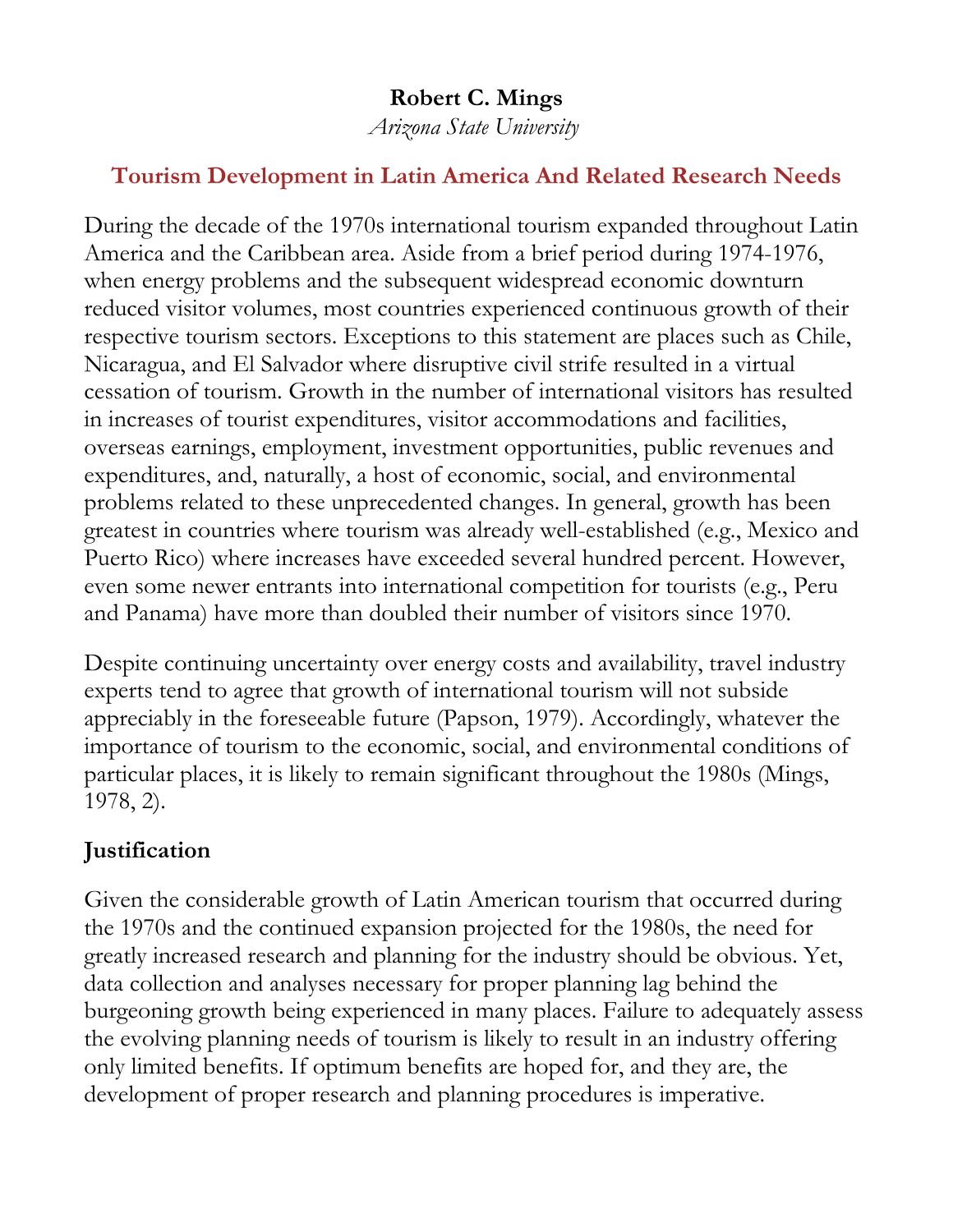**Robert C. Mings**

*Arizona State University*

# Tourism Development in Latin America And Related Research Needs

During the decade of the 1970s international tourism expanded throughout Latin America and the Caribbean area. Aside from a brief period during 1974-1976, when energy problems and the subsequent widespread economic downturn reduced visitor volumes, most countries experienced continuous growth of their respective tourism sectors. Exceptions to this statement are places such as Chile, Nicaragua, and El Salvador where disruptive civil strife resulted in a virtual cessation of tourism. Growth in the number of international visitors has resulted in increases of tourist expenditures, visitor accommodations and facilities, overseas earnings, employment, investment opportunities, public revenues and expenditures, and, naturally, a host of economic, social, and environmental problems related to these unprecedented changes. In general, growth has been greatest in countries where tourism was already well-established (e.g., Mexico and Puerto Rico) where increases have exceeded several hundred percent. However, even some newer entrants into international competition for tourists (e.g., Peru and Panama) have more than doubled their number of visitors since 1970.

Despite continuing uncertainty over energy costs and availability, travel industry experts tend to agree that growth of international tourism will not subside appreciably in the foreseeable future (Papson, 1979). Accordingly, whatever the importance of tourism to the economic, social, and environmental conditions of particular places, it is likely to remain significant throughout the 1980s (Mings, 1978, 2).

## Justification

Given the considerable growth of Latin American tourism that occurred during the 1970s and the continued expansion projected for the 1980s, the need for greatly increased research and planning for the industry should be obvious. Yet, data collection and analyses necessary for proper planning lag behind the burgeoning growth being experienced in many places. Failure to adequately assess the evolving planning needs of tourism is likely to result in an industry offering only limited benefits. If optimum benefits are hoped for, and they are, the development of proper research and planning procedures is imperative.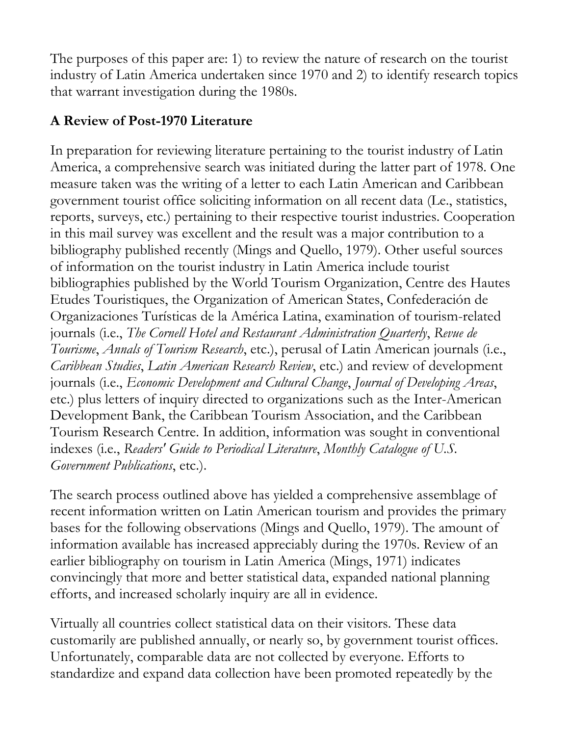The purposes of this paper are: 1) to review the nature of research on the tourist industry of Latin America undertaken since 1970 and 2) to identify research topics that warrant investigation during the 1980s.

## A Review of Post-1970 Literature

In preparation for reviewing literature pertaining to the tourist industry of Latin America, a comprehensive search was initiated during the latter part of 1978. One measure taken was the writing of a letter to each Latin American and Caribbean government tourist office soliciting information on all recent data (Le., statistics, reports, surveys, etc.) pertaining to their respective tourist industries. Cooperation in this mail survey was excellent and the result was a major contribution to a bibliography published recently (Mings and Quello, 1979). Other useful sources of information on the tourist industry in Latin America include tourist bibliographies published by the World Tourism Organization, Centre des Hautes Etudes Touristiques, the Organization of American States, Confederación de Organizaciones Turísticas de la América Latina, examination of tourism-related journals (i.e., *The Cornell Hotel and Restaurant Administration Quarterly*, *Revue de Tourisme*, *Annals of Tourism Research*, etc.), perusal of Latin American journals (i.e., *Caribbean Studies*, *Latin American Research Review*, etc.) and review of development journals (i.e., *Economic Development and Cultural Change*, *Journal of Developing Areas*, etc.) plus letters of inquiry directed to organizations such as the Inter-American Development Bank, the Caribbean Tourism Association, and the Caribbean Tourism Research Centre. In addition, information was sought in conventional indexes (i.e., *Readers' Guide to Periodical Literature*, *Monthly Catalogue of U.S. Government Publications*, etc.).

The search process outlined above has yielded a comprehensive assemblage of recent information written on Latin American tourism and provides the primary bases for the following observations (Mings and Quello, 1979). The amount of information available has increased appreciably during the 1970s. Review of an earlier bibliography on tourism in Latin America (Mings, 1971) indicates convincingly that more and better statistical data, expanded national planning efforts, and increased scholarly inquiry are all in evidence.

Virtually all countries collect statistical data on their visitors. These data customarily are published annually, or nearly so, by government tourist offices. Unfortunately, comparable data are not collected by everyone. Efforts to standardize and expand data collection have been promoted repeatedly by the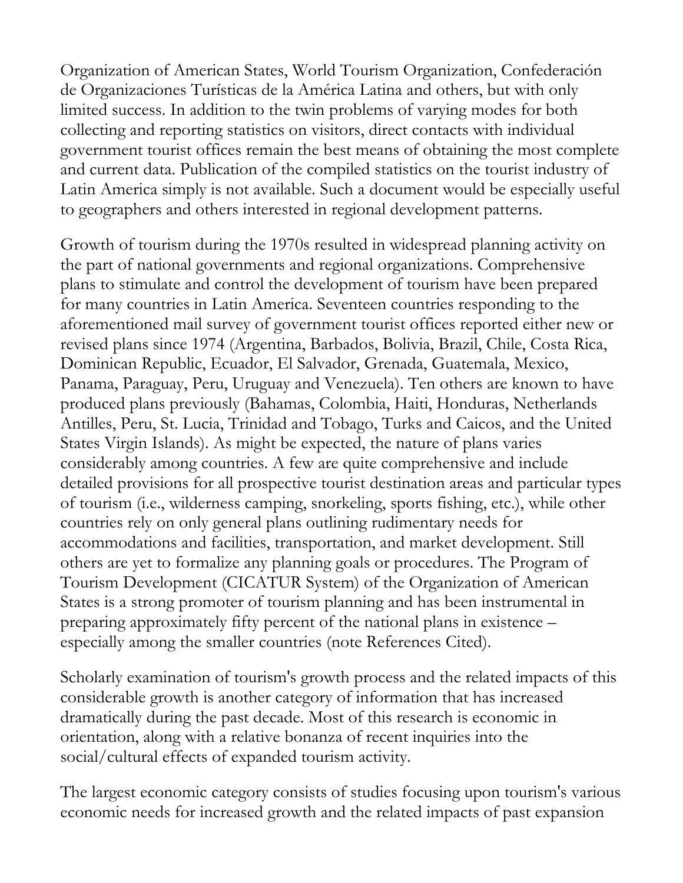Organization of American States, World Tourism Organization, Confederación de Organizaciones Turísticas de la América Latina and others, but with only limited success. In addition to the twin problems of varying modes for both collecting and reporting statistics on visitors, direct contacts with individual government tourist offices remain the best means of obtaining the most complete and current data. Publication of the compiled statistics on the tourist industry of Latin America simply is not available. Such a document would be especially useful to geographers and others interested in regional development patterns.

Growth of tourism during the 1970s resulted in widespread planning activity on the part of national governments and regional organizations. Comprehensive plans to stimulate and control the development of tourism have been prepared for many countries in Latin America. Seventeen countries responding to the aforementioned mail survey of government tourist offices reported either new or revised plans since 1974 (Argentina, Barbados, Bolivia, Brazil, Chile, Costa Rica, Dominican Republic, Ecuador, El Salvador, Grenada, Guatemala, Mexico, Panama, Paraguay, Peru, Uruguay and Venezuela). Ten others are known to have produced plans previously (Bahamas, Colombia, Haiti, Honduras, Netherlands Antilles, Peru, St. Lucia, Trinidad and Tobago, Turks and Caicos, and the United States Virgin Islands). As might be expected, the nature of plans varies considerably among countries. A few are quite comprehensive and include detailed provisions for all prospective tourist destination areas and particular types of tourism (i.e., wilderness camping, snorkeling, sports fishing, etc.), while other countries rely on only general plans outlining rudimentary needs for accommodations and facilities, transportation, and market development. Still others are yet to formalize any planning goals or procedures. The Program of Tourism Development (CICATUR System) of the Organization of American States is a strong promoter of tourism planning and has been instrumental in preparing approximately fifty percent of the national plans in existence – especially among the smaller countries (note References Cited).

Scholarly examination of tourism's growth process and the related impacts of this considerable growth is another category of information that has increased dramatically during the past decade. Most of this research is economic in orientation, along with a relative bonanza of recent inquiries into the social/cultural effects of expanded tourism activity.

The largest economic category consists of studies focusing upon tourism's various economic needs for increased growth and the related impacts of past expansion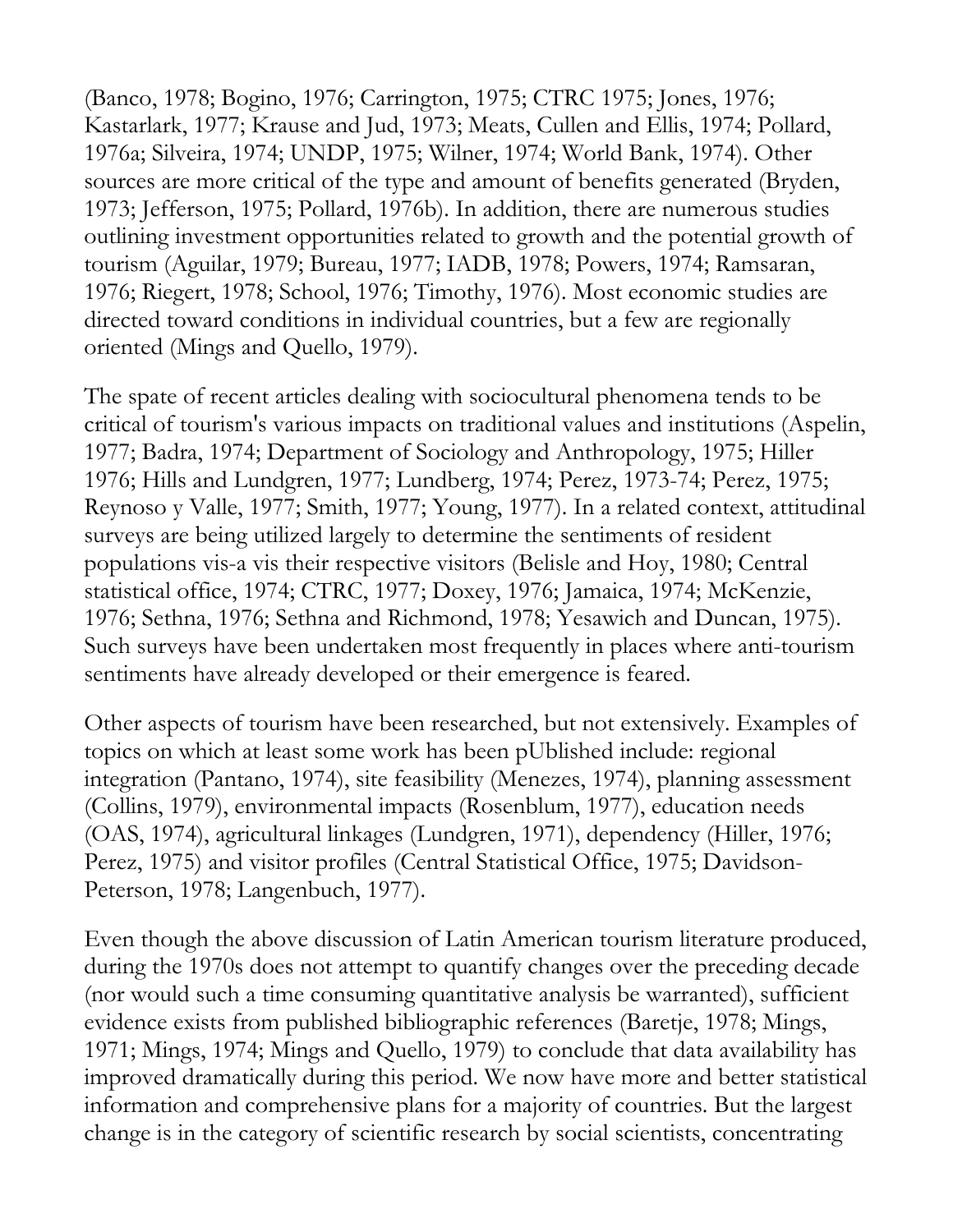(Banco, 1978; Bogino, 1976; Carrington, 1975; CTRC 1975; Jones, 1976; Kastarlark, 1977; Krause and Jud, 1973; Meats, Cullen and Ellis, 1974; Pollard, 1976a; Silveira, 1974; UNDP, 1975; Wilner, 1974; World Bank, 1974). Other sources are more critical of the type and amount of benefits generated (Bryden, 1973; Jefferson, 1975; Pollard, 1976b). In addition, there are numerous studies outlining investment opportunities related to growth and the potential growth of tourism (Aguilar, 1979; Bureau, 1977; IADB, 1978; Powers, 1974; Ramsaran, 1976; Riegert, 1978; School, 1976; Timothy, 1976). Most economic studies are directed toward conditions in individual countries, but a few are regionally oriented (Mings and Quello, 1979).

The spate of recent articles dealing with sociocultural phenomena tends to be critical of tourism's various impacts on traditional values and institutions (Aspelin, 1977; Badra, 1974; Department of Sociology and Anthropology, 1975; Hiller 1976; Hills and Lundgren, 1977; Lundberg, 1974; Perez, 1973-74; Perez, 1975; Reynoso y Valle, 1977; Smith, 1977; Young, 1977). In a related context, attitudinal surveys are being utilized largely to determine the sentiments of resident populations vis-a vis their respective visitors (Belisle and Hoy, 1980; Central statistical office, 1974; CTRC, 1977; Doxey, 1976; Jamaica, 1974; McKenzie, 1976; Sethna, 1976; Sethna and Richmond, 1978; Yesawich and Duncan, 1975). Such surveys have been undertaken most frequently in places where anti-tourism sentiments have already developed or their emergence is feared.

Other aspects of tourism have been researched, but not extensively. Examples of topics on which at least some work has been pUblished include: regional integration (Pantano, 1974), site feasibility (Menezes, 1974), planning assessment (Collins, 1979), environmental impacts (Rosenblum, 1977), education needs (OAS, 1974), agricultural linkages (Lundgren, 1971), dependency (Hiller, 1976; Perez, 1975) and visitor profiles (Central Statistical Office, 1975; Davidson-Peterson, 1978; Langenbuch, 1977).

Even though the above discussion of Latin American tourism literature produced, during the 1970s does not attempt to quantify changes over the preceding decade (nor would such a time consuming quantitative analysis be warranted), sufficient evidence exists from published bibliographic references (Baretje, 1978; Mings, 1971; Mings, 1974; Mings and Quello, 1979) to conclude that data availability has improved dramatically during this period. We now have more and better statistical information and comprehensive plans for a majority of countries. But the largest change is in the category of scientific research by social scientists, concentrating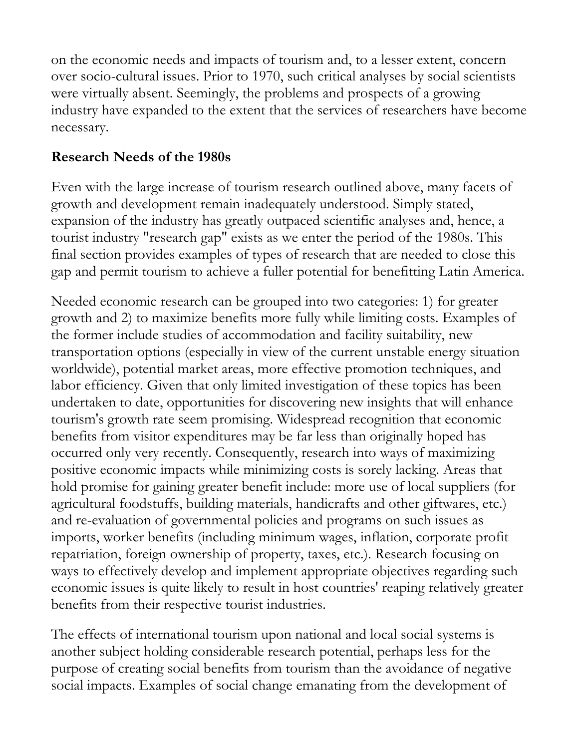on the economic needs and impacts of tourism and, to a lesser extent, concern over socio-cultural issues. Prior to 1970, such critical analyses by social scientists were virtually absent. Seemingly, the problems and prospects of a growing industry have expanded to the extent that the services of researchers have become necessary.

## Research Needs of the 1980s

Even with the large increase of tourism research outlined above, many facets of growth and development remain inadequately understood. Simply stated, expansion of the industry has greatly outpaced scientific analyses and, hence, a tourist industry "research gap" exists as we enter the period of the 1980s. This final section provides examples of types of research that are needed to close this gap and permit tourism to achieve a fuller potential for benefitting Latin America.

Needed economic research can be grouped into two categories: 1) for greater growth and 2) to maximize benefits more fully while limiting costs. Examples of the former include studies of accommodation and facility suitability, new transportation options (especially in view of the current unstable energy situation worldwide), potential market areas, more effective promotion techniques, and labor efficiency. Given that only limited investigation of these topics has been undertaken to date, opportunities for discovering new insights that will enhance tourism's growth rate seem promising. Widespread recognition that economic benefits from visitor expenditures may be far less than originally hoped has occurred only very recently. Consequently, research into ways of maximizing positive economic impacts while minimizing costs is sorely lacking. Areas that hold promise for gaining greater benefit include: more use of local suppliers (for agricultural foodstuffs, building materials, handicrafts and other giftwares, etc.) and re-evaluation of governmental policies and programs on such issues as imports, worker benefits (including minimum wages, inflation, corporate profit repatriation, foreign ownership of property, taxes, etc.). Research focusing on ways to effectively develop and implement appropriate objectives regarding such economic issues is quite likely to result in host countries' reaping relatively greater benefits from their respective tourist industries.

The effects of international tourism upon national and local social systems is another subject holding considerable research potential, perhaps less for the purpose of creating social benefits from tourism than the avoidance of negative social impacts. Examples of social change emanating from the development of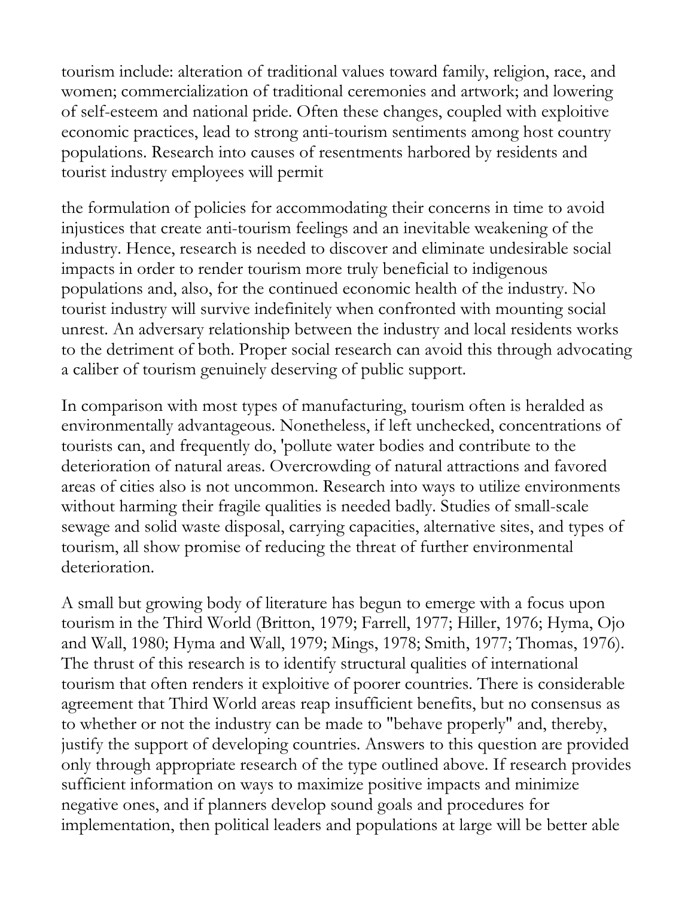tourism include: alteration of traditional values toward family, religion, race, and women; commercialization of traditional ceremonies and artwork; and lowering of self-esteem and national pride. Often these changes, coupled with exploitive economic practices, lead to strong anti-tourism sentiments among host country populations. Research into causes of resentments harbored by residents and tourist industry employees will permit

the formulation of policies for accommodating their concerns in time to avoid injustices that create anti-tourism feelings and an inevitable weakening of the industry. Hence, research is needed to discover and eliminate undesirable social impacts in order to render tourism more truly beneficial to indigenous populations and, also, for the continued economic health of the industry. No tourist industry will survive indefinitely when confronted with mounting social unrest. An adversary relationship between the industry and local residents works to the detriment of both. Proper social research can avoid this through advocating a caliber of tourism genuinely deserving of public support.

In comparison with most types of manufacturing, tourism often is heralded as environmentally advantageous. Nonetheless, if left unchecked, concentrations of tourists can, and frequently do, 'pollute water bodies and contribute to the deterioration of natural areas. Overcrowding of natural attractions and favored areas of cities also is not uncommon. Research into ways to utilize environments without harming their fragile qualities is needed badly. Studies of small-scale sewage and solid waste disposal, carrying capacities, alternative sites, and types of tourism, all show promise of reducing the threat of further environmental deterioration.

A small but growing body of literature has begun to emerge with a focus upon tourism in the Third World (Britton, 1979; Farrell, 1977; Hiller, 1976; Hyma, Ojo and Wall, 1980; Hyma and Wall, 1979; Mings, 1978; Smith, 1977; Thomas, 1976). The thrust of this research is to identify structural qualities of international tourism that often renders it exploitive of poorer countries. There is considerable agreement that Third World areas reap insufficient benefits, but no consensus as to whether or not the industry can be made to "behave properly" and, thereby, justify the support of developing countries. Answers to this question are provided only through appropriate research of the type outlined above. If research provides sufficient information on ways to maximize positive impacts and minimize negative ones, and if planners develop sound goals and procedures for implementation, then political leaders and populations at large will be better able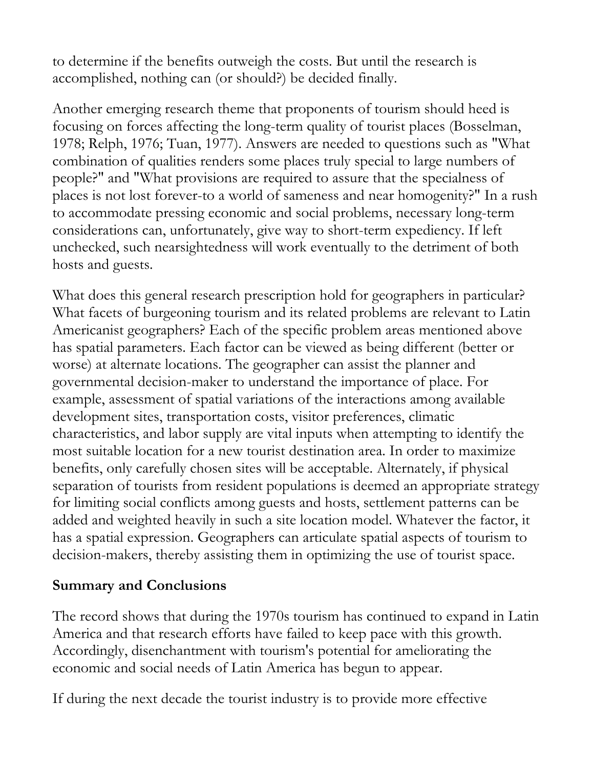to determine if the benefits outweigh the costs. But until the research is accomplished, nothing can (or should?) be decided finally.

Another emerging research theme that proponents of tourism should heed is focusing on forces affecting the long-term quality of tourist places (Bosselman, 1978; Relph, 1976; Tuan, 1977). Answers are needed to questions such as "What combination of qualities renders some places truly special to large numbers of people?" and "What provisions are required to assure that the specialness of places is not lost forever-to a world of sameness and near homogenity?" In a rush to accommodate pressing economic and social problems, necessary long-term considerations can, unfortunately, give way to short-term expediency. If left unchecked, such nearsightedness will work eventually to the detriment of both hosts and guests.

What does this general research prescription hold for geographers in particular? What facets of burgeoning tourism and its related problems are relevant to Latin Americanist geographers? Each of the specific problem areas mentioned above has spatial parameters. Each factor can be viewed as being different (better or worse) at alternate locations. The geographer can assist the planner and governmental decision-maker to understand the importance of place. For example, assessment of spatial variations of the interactions among available development sites, transportation costs, visitor preferences, climatic characteristics, and labor supply are vital inputs when attempting to identify the most suitable location for a new tourist destination area. In order to maximize benefits, only carefully chosen sites will be acceptable. Alternately, if physical separation of tourists from resident populations is deemed an appropriate strategy for limiting social conflicts among guests and hosts, settlement patterns can be added and weighted heavily in such a site location model. Whatever the factor, it has a spatial expression. Geographers can articulate spatial aspects of tourism to decision-makers, thereby assisting them in optimizing the use of tourist space.

## Summary and Conclusions

The record shows that during the 1970s tourism has continued to expand in Latin America and that research efforts have failed to keep pace with this growth. Accordingly, disenchantment with tourism's potential for ameliorating the economic and social needs of Latin America has begun to appear.

If during the next decade the tourist industry is to provide more effective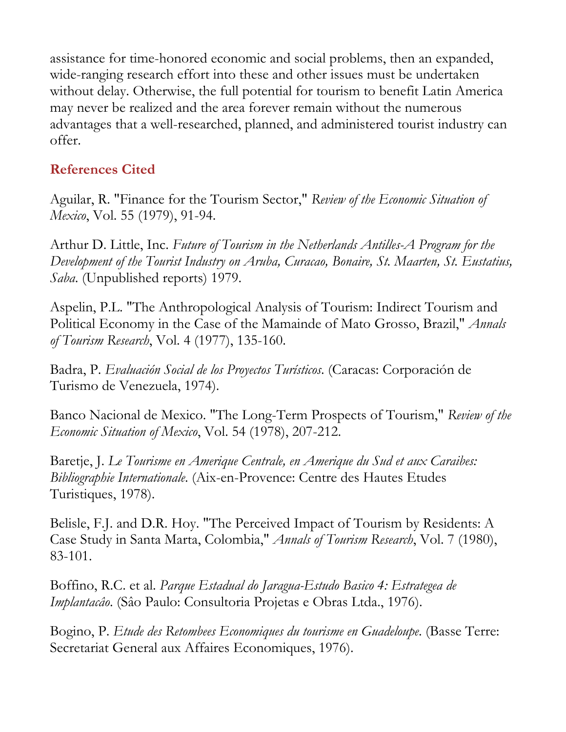assistance for time-honored economic and social problems, then an expanded, wide-ranging research effort into these and other issues must be undertaken without delay. Otherwise, the full potential for tourism to benefit Latin America may never be realized and the area forever remain without the numerous advantages that a well-researched, planned, and administered tourist industry can offer.

## References Cited

Aguilar, R. "Finance for the Tourism Sector," *Review of the Economic Situation of Mexico*, Vol. 55 (1979), 91-94.

Arthur D. Little, Inc. *Future of Tourism in the Netherlands Antilles-A Program for the Development of the Tourist Industry on Aruba, Curacao, Bonaire, St. Maarten, St. Eustatius, Saba*. (Unpublished reports) 1979.

Aspelin, P.L. "The Anthropological Analysis of Tourism: Indirect Tourism and Political Economy in the Case of the Mamainde of Mato Grosso, Brazil," *Annals of Tourism Research*, Vol. 4 (1977), 135-160.

Badra, P. *Evaluación Social de los Proyectos Turísticos*. (Caracas: Corporación de Turismo de Venezuela, 1974).

Banco Nacional de Mexico. "The Long-Term Prospects of Tourism," *Review of the Economic Situation of Mexico*, Vol. 54 (1978), 207-212.

Baretje, J. *Le Tourisme en Amerique Centrale, en Amerique du Sud et aux Caraibes: Bibliographie Internationale*. (Aix-en-Provence: Centre des Hautes Etudes Turistiques, 1978).

Belisle, F.J. and D.R. Hoy. "The Perceived Impact of Tourism by Residents: A Case Study in Santa Marta, Colombia," *Annals of Tourism Research*, Vol. 7 (1980), 83-101.

Boffino, R.C. et al. *Parque Estadual do Jaragua-Estudo Basico 4: Estrategea de Implantacâo*. (Sâo Paulo: Consultoria Projetas e Obras Ltda., 1976).

Bogino, P. *Etude des Retombees Economiques du tourisme en Guadeloupe*. (Basse Terre: Secretariat General aux Affaires Economiques, 1976).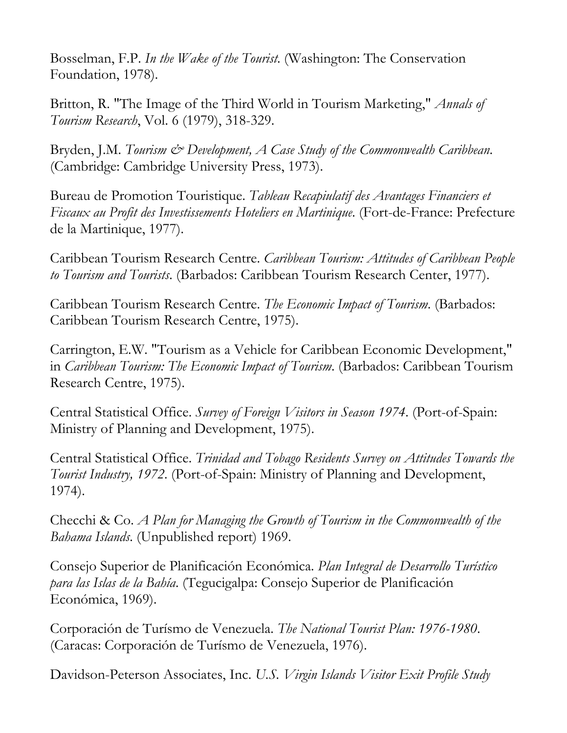Bosselman, F.P. *In the Wake of the Tourist.* (Washington: The Conservation Foundation, 1978).

Britton, R. "The Image of the Third World in Tourism Marketing," *Annals of Tourism Research*, Vol. 6 (1979), 318-329.

Bryden, J.M. *Tourism & Development, A Case Study of the Commonwealth Caribbean.* (Cambridge: Cambridge University Press, 1973).

Bureau de Promotion Touristique. *Tableau Recapiulatif des Avantages Financiers et Fiscaux au Profit des Investissements Hoteliers en Martinique.* (Fort-de-France: Prefecture de la Martinique, 1977).

Caribbean Tourism Research Centre. *Caribbean Tourism: Attitudes of Caribbean People to Tourism and Tourists.* (Barbados: Caribbean Tourism Research Center, 1977).

Caribbean Tourism Research Centre. *The Economic Impact of Tourism.* (Barbados: Caribbean Tourism Research Centre, 1975).

Carrington, E.W. "Tourism as a Vehicle for Caribbean Economic Development," in *Caribbean Tourism: The Economic Impact of Tourism.* (Barbados: Caribbean Tourism Research Centre, 1975).

Central Statistical Office. *Survey of Foreign Visitors in Season 1974.* (Port-of-Spain: Ministry of Planning and Development, 1975).

Central Statistical Office. *Trinidad and Tobago Residents Survey on Attitudes Towards the Tourist Industry, 1972.* (Port-of-Spain: Ministry of Planning and Development, 1974).

Checchi & Co. *A Plan for Managing the Growth of Tourism in the Commonwealth of the Bahama Islands.* (Unpublished report) 1969.

Consejo Superior de Planificación Económica. *Plan Integral de Desarrollo Turístico para las Islas de la Bahía.* (Tegucigalpa: Consejo Superior de Planificación Económica, 1969).

Corporación de Turísmo de Venezuela. *The National Tourist Plan: 1976-1980.* (Caracas: Corporación de Turísmo de Venezuela, 1976).

Davidson-Peterson Associates, Inc. *U.S. Virgin Islands Visitor Exit Profile Study*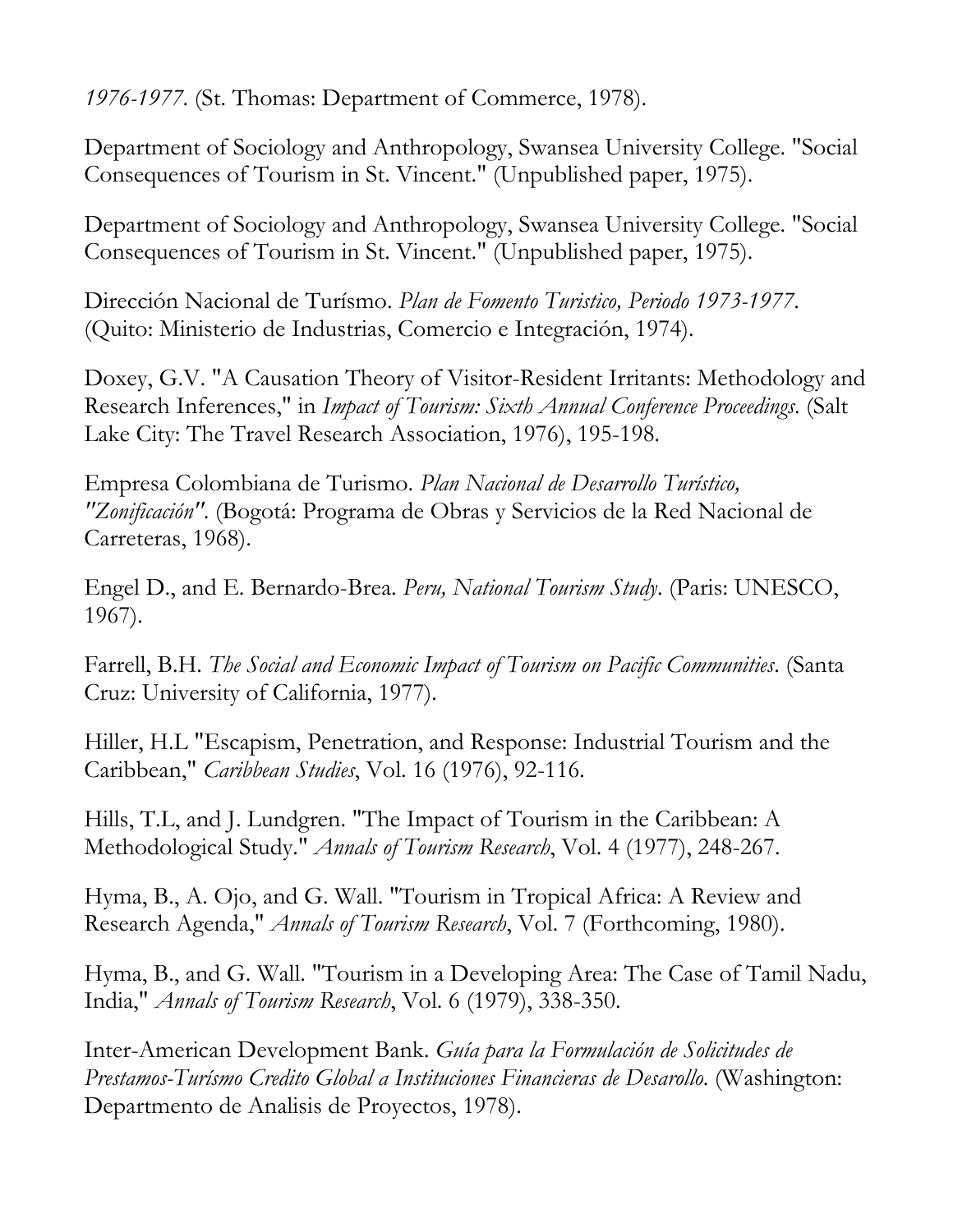*1976-1977*. (St. Thomas: Department of Commerce, 1978).

Department of Sociology and Anthropology, Swansea University College. "Social Consequences of Tourism in St. Vincent." (Unpublished paper, 1975).

Department of Sociology and Anthropology, Swansea University College. "Social Consequences of Tourism in St. Vincent." (Unpublished paper, 1975).

Dirección Nacional de Turísmo. *Plan de Fomento Turistico, Periodo 1973-1977*. (Quito: Ministerio de Industrias, Comercio e Integración, 1974).

Doxey, G.V. "A Causation Theory of Visitor-Resident Irritants: Methodology and Research Inferences," in *Impact of Tourism: Sixth Annual Conference Proceedings*. (Salt Lake City: The Travel Research Association, 1976), 195-198.

Empresa Colombiana de Turismo. *Plan Nacional de Desarrollo Turístico, "Zonificación"*. (Bogotá: Programa de Obras y Servicios de la Red Nacional de Carreteras, 1968).

Engel D., and E. Bernardo-Brea. *Peru, National Tourism Study*. (Paris: UNESCO, 1967).

Farrell, B.H. *The Social and Economic Impact of Tourism on Pacific Communities*. (Santa Cruz: University of California, 1977).

Hiller, H.L "Escapism, Penetration, and Response: Industrial Tourism and the Caribbean," *Caribbean Studies*, Vol. 16 (1976), 92-116.

Hills, T.L, and J. Lundgren. "The Impact of Tourism in the Caribbean: A Methodological Study." *Annals of Tourism Research*, Vol. 4 (1977), 248-267.

Hyma, B., A. Ojo, and G. Wall. "Tourism in Tropical Africa: A Review and Research Agenda," *Annals of Tourism Research*, Vol. 7 (Forthcoming, 1980).

Hyma, B., and G. Wall. "Tourism in a Developing Area: The Case of Tamil Nadu, India," *Annals of Tourism Research*, Vol. 6 (1979), 338-350.

Inter-American Development Bank. *Guía para la Formulación de Solicitudes de Prestamos-Turísmo Credito Global a Instituciones Financieras de Desarollo*. (Washington: Departmento de Analisis de Proyectos, 1978).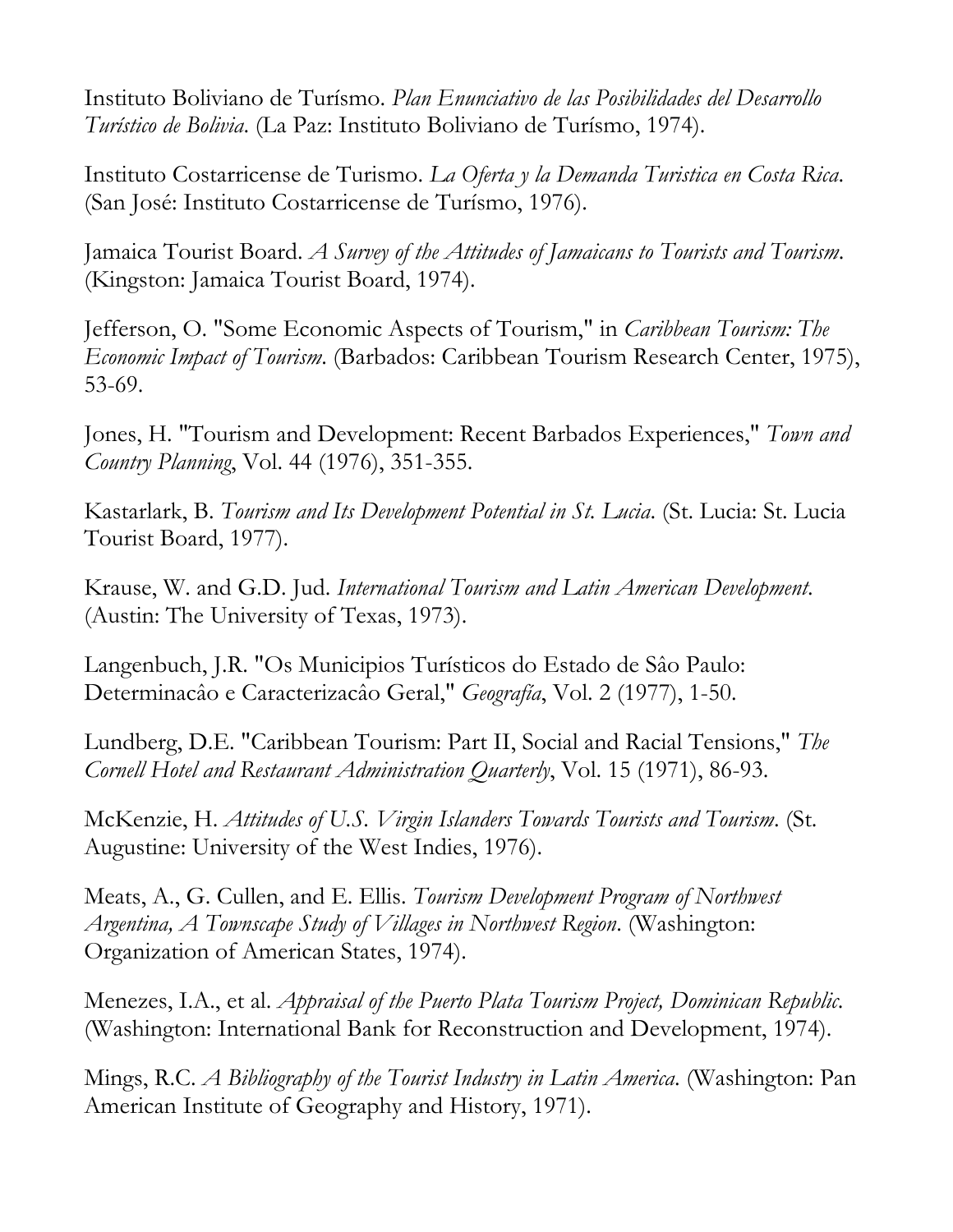Instituto Boliviano de Turísmo. *Plan Enunciativo de las Posibilidades del Desarrollo Turístico de Bolivia.* (La Paz: Instituto Boliviano de Turísmo, 1974).

Instituto Costarricense de Turismo. *La Oferta y la Demanda Turistica en Costa Rica.* (San José: Instituto Costarricense de Turísmo, 1976).

Jamaica Tourist Board. *A Survey of the Attitudes of Jamaicans to Tourists and Tourism.* (Kingston: Jamaica Tourist Board, 1974).

Jefferson, O. "Some Economic Aspects of Tourism," in *Caribbean Tourism: The Economic Impact of Tourism.* (Barbados: Caribbean Tourism Research Center, 1975), 53-69.

Jones, H. "Tourism and Development: Recent Barbados Experiences," *Town and Country Planning*, Vol. 44 (1976), 351-355.

Kastarlark, B. *Tourism and Its Development Potential in St. Lucia.* (St. Lucia: St. Lucia Tourist Board, 1977).

Krause, W. and G.D. Jud. *International Tourism and Latin American Development.* (Austin: The University of Texas, 1973).

Langenbuch, J.R. "Os Municipios Turísticos do Estado de Sâo Paulo: Determinacâo e Caracterizacâo Geral," *Geografía*, Vol. 2 (1977), 1-50.

Lundberg, D.E. "Caribbean Tourism: Part II, Social and Racial Tensions," *The Cornell Hotel and Restaurant Administration Quarterly*, Vol. 15 (1971), 86-93.

McKenzie, H. *Attitudes of U.S. Virgin Islanders Towards Tourists and Tourism*. (St. Augustine: University of the West Indies, 1976).

Meats, A., G. Cullen, and E. Ellis. *Tourism Development Program of Northwest Argentina, A Townscape Study of Villages in Northwest Region.* (Washington: Organization of American States, 1974).

Menezes, I.A., et al. *Appraisal of the Puerto Plata Tourism Project, Dominican Republic.* (Washington: International Bank for Reconstruction and Development, 1974).

Mings, R.C. *A Bibliography of the Tourist Industry in Latin America.* (Washington: Pan American Institute of Geography and History, 1971).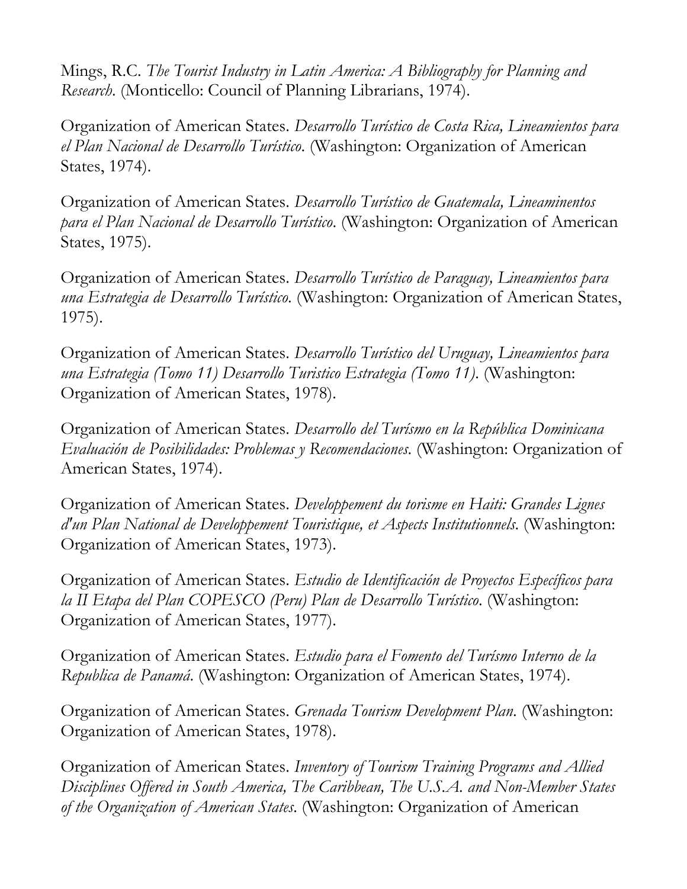Mings, R.C. *The Tourist Industry in Latin America: A Bibliography for Planning and Research*. (Monticello: Council of Planning Librarians, 1974).

Organization of American States. *Desarrollo Turístico de Costa Rica, Lineamientos para el Plan Nacional de Desarrollo Turístico*. (Washington: Organization of American States, 1974).

Organization of American States. *Desarrollo Turístico de Guatemala, Lineaminentos para el Plan Nacional de Desarrollo Turístico*. (Washington: Organization of American States, 1975).

Organization of American States. *Desarrollo Turístico de Paraguay, Lineamientos para una Estrategia de Desarrollo Turístico*. (Washington: Organization of American States, 1975).

Organization of American States. *Desarrollo Turístico del Uruguay, Lineamientos para una Estrategia (Tomo 11) Desarrollo Turistico Estrategia (Tomo 11)*. (Washington: Organization of American States, 1978).

Organization of American States. *Desarrollo del Turísmo en la República Dominicana Evaluación de Posibilidades: Problemas y Recomendaciones*. (Washington: Organization of American States, 1974).

Organization of American States. *Developpement du torisme en Haiti: Grandes Lignes d'un Plan National de Developpement Touristique, et Aspects Institutionnels*. (Washington: Organization of American States, 1973).

Organization of American States. *Estudio de Identificación de Proyectos Específicos para la II Etapa del Plan COPESCO (Peru) Plan de Desarrollo Turístico*. (Washington: Organization of American States, 1977).

Organization of American States. *Estudio para el Fomento del Turísmo Interno de la Republica de Panamá*. (Washington: Organization of American States, 1974).

Organization of American States. *Grenada Tourism Development Plan*. (Washington: Organization of American States, 1978).

Organization of American States. *Inventory of Tourism Training Programs and Allied Disciplines Offered in South America, The Caribbean, The U.S.A. and Non-Member States of the Organization of American States*. (Washington: Organization of American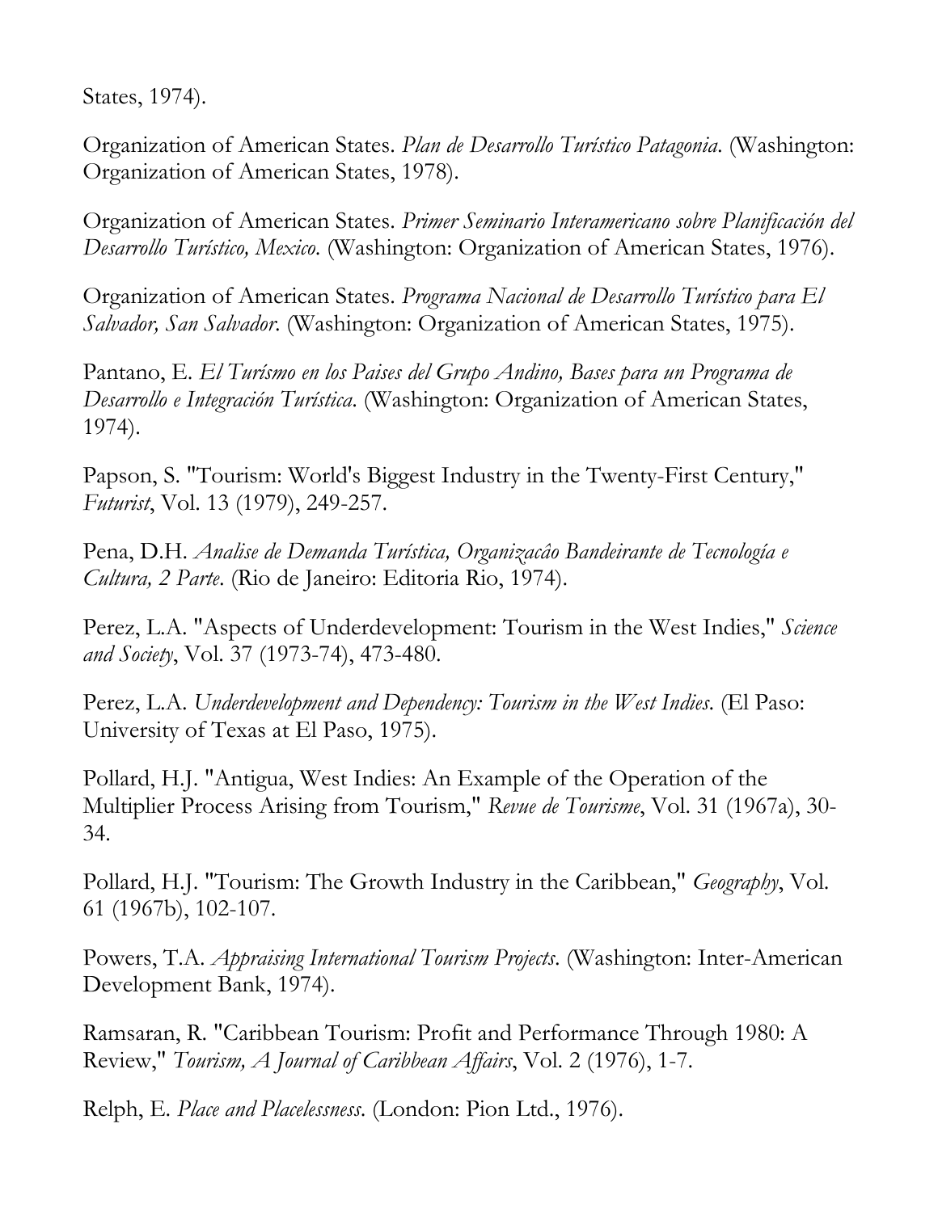States, 1974).

Organization of American States. *Plan de Desarrollo Turístico Patagonia*. (Washington: Organization of American States, 1978).

Organization of American States. *Primer Seminario Interamericano sobre Planificación del Desarrollo Turístico, Mexico*. (Washington: Organization of American States, 1976).

Organization of American States. *Programa Nacional de Desarrollo Turístico para El Salvador, San Salvador*. (Washington: Organization of American States, 1975).

Pantano, E. *El Turísmo en los Paises del Grupo Andino, Bases para un Programa de Desarrollo e Integración Turística*. (Washington: Organization of American States, 1974).

Papson, S. "Tourism: World's Biggest Industry in the Twenty-First Century," *Futurist*, Vol. 13 (1979), 249-257.

Pena, D.H. *Analise de Demanda Turística, Organizacâo Bandeirante de Tecnología e Cultura, 2 Parte*. (Rio de Janeiro: Editoria Rio, 1974).

Perez, L.A. "Aspects of Underdevelopment: Tourism in the West Indies," *Science and Society*, Vol. 37 (1973-74), 473-480.

Perez, L.A. *Underdevelopment and Dependency: Tourism in the West Indies*. (El Paso: University of Texas at El Paso, 1975).

Pollard, H.J. "Antigua, West Indies: An Example of the Operation of the Multiplier Process Arising from Tourism," *Revue de Tourisme*, Vol. 31 (1967a), 30-34.

Pollard, H.J. "Tourism: The Growth Industry in the Caribbean," *Geography*, Vol. 61 (1967b), 102-107.

Powers, T.A. *Appraising International Tourism Projects*. (Washington: Inter-American Development Bank, 1974).

Ramsaran, R. "Caribbean Tourism: Profit and Performance Through 1980: A Review," *Tourism, A Journal of Caribbean Affairs*, Vol. 2 (1976), 1-7.

Relph, E. *Place and Placelessness*. (London: Pion Ltd., 1976).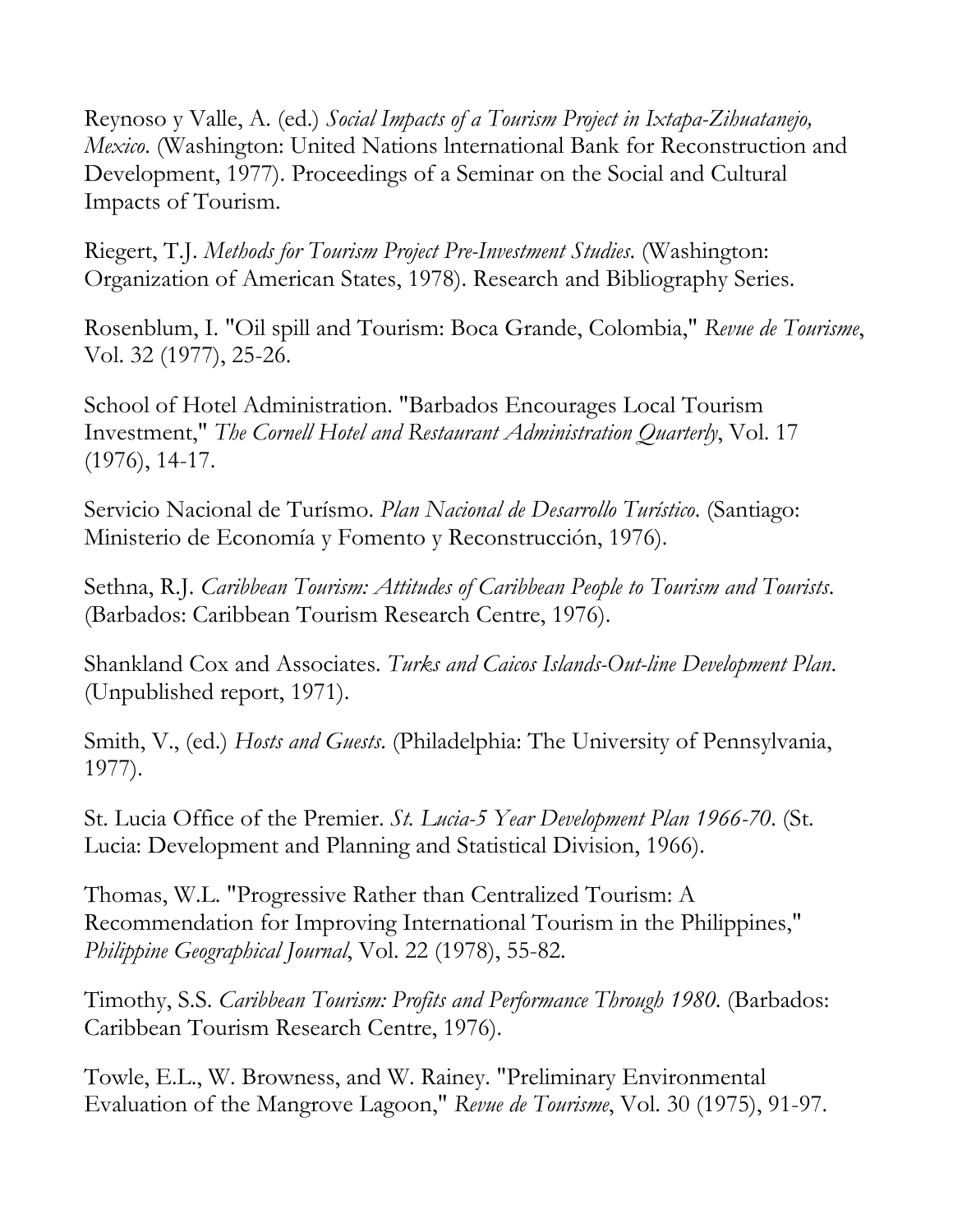Reynoso y Valle, A. (ed.) *Social Impacts of a Tourism Project in Ixtapa-Zihuatanejo, Mexico*. (Washington: United Nations lnternational Bank for Reconstruction and Development, 1977). Proceedings of a Seminar on the Social and Cultural Impacts of Tourism.

Riegert, T.J. *Methods for Tourism Project Pre-Investment Studies*. (Washington: Organization of American States, 1978). Research and Bibliography Series.

Rosenblum, I. "Oil spill and Tourism: Boca Grande, Colombia," *Revue de Tourisme*, Vol. 32 (1977), 25-26.

School of Hotel Administration. "Barbados Encourages Local Tourism Investment," *The Cornell Hotel and Restaurant Administration Quarterly*, Vol. 17 (1976), 14-17.

Servicio Nacional de Turísmo. *Plan Nacional de Desarrollo Turístico*. (Santiago: Ministerio de Economía y Fomento y Reconstrucción, 1976).

Sethna, R.J. *Caribbean Tourism: Attitudes of Caribbean People to Tourism and Tourists*. (Barbados: Caribbean Tourism Research Centre, 1976).

Shankland Cox and Associates. *Turks and Caicos Islands-Out-line Development Plan*. (Unpublished report, 1971).

Smith, V., (ed.) *Hosts and Guests*. (Philadelphia: The University of Pennsylvania, 1977).

St. Lucia Office of the Premier. *St. Lucia-5 Year Development Plan 1966-70*. (St. Lucia: Development and Planning and Statistical Division, 1966).

Thomas, W.L. "Progressive Rather than Centralized Tourism: A Recommendation for Improving International Tourism in the Philippines," *Philippine Geographical Journal*, Vol. 22 (1978), 55-82.

Timothy, S.S. *Caribbean Tourism: Profits and Performance Through 1980*. (Barbados: Caribbean Tourism Research Centre, 1976).

Towle, E.L., W. Browness, and W. Rainey. "Preliminary Environmental Evaluation of the Mangrove Lagoon," *Revue de Tourisme*, Vol. 30 (1975), 91-97.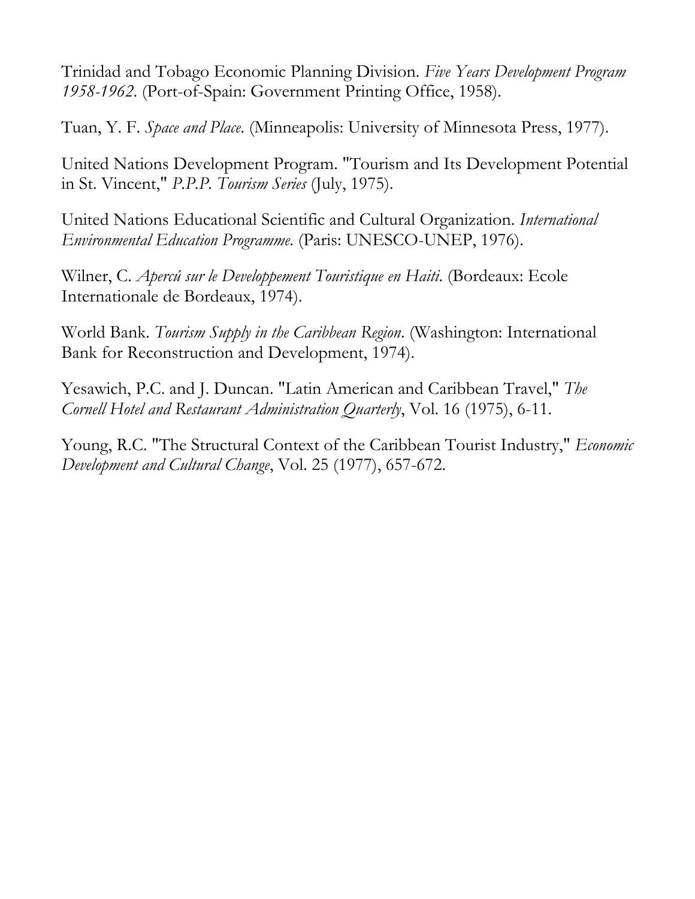Trinidad and Tobago Economic Planning Division. *Five Years Development Program 1958-1962*. (Port-of-Spain: Government Printing Office, 1958).

Tuan, Y. F. *Space and Place*. (Minneapolis: University of Minnesota Press, 1977).

United Nations Development Program. "Tourism and Its Development Potential in St. Vincent," *P.P.P. Tourism Series* (July, 1975).

United Nations Educational Scientific and Cultural Organization. *International Environmental Education Programme*. (Paris: UNESCO-UNEP, 1976).

Wilner, C. *Apercú sur le Developpement Touristique en Haiti*. (Bordeaux: Ecole Internationale de Bordeaux, 1974).

World Bank. *Tourism Supply in the Caribbean Region*. (Washington: International Bank for Reconstruction and Development, 1974).

Yesawich, P.C. and J. Duncan. "Latin American and Caribbean Travel," *The Cornell Hotel and Restaurant Administration Quarterly*, Vol. 16 (1975), 6-11.

Young, R.C. "The Structural Context of the Caribbean Tourist Industry," *Economic Development and Cultural Change*, Vol. 25 (1977), 657-672.